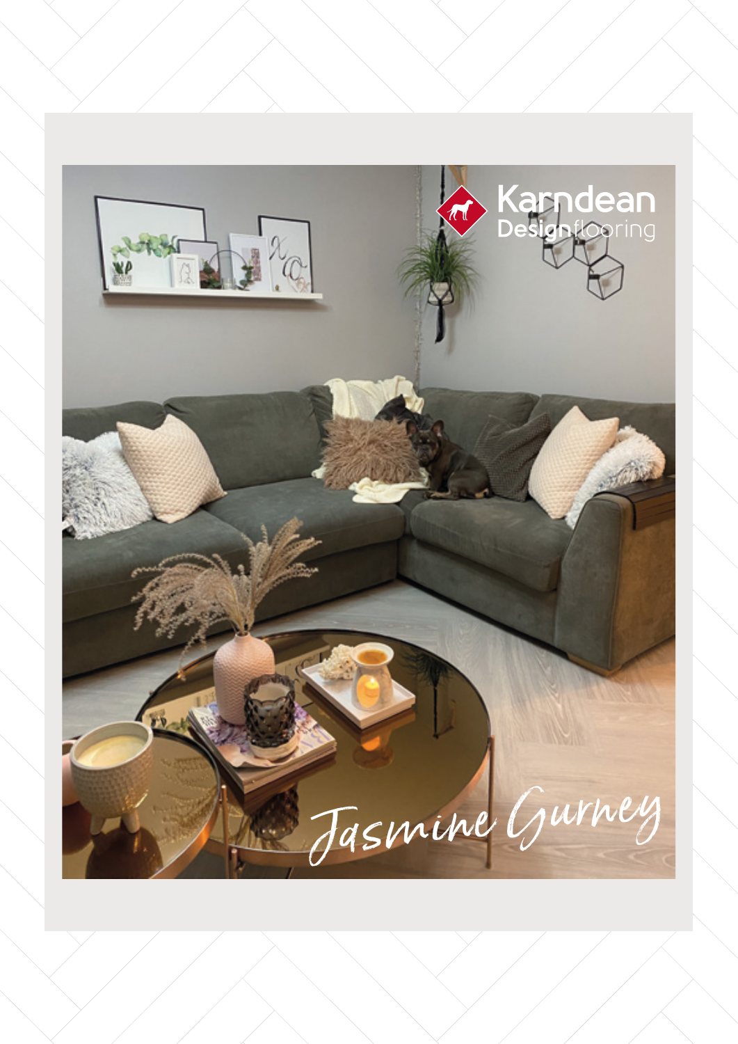Karndean Designflooring

Jasmine Gurney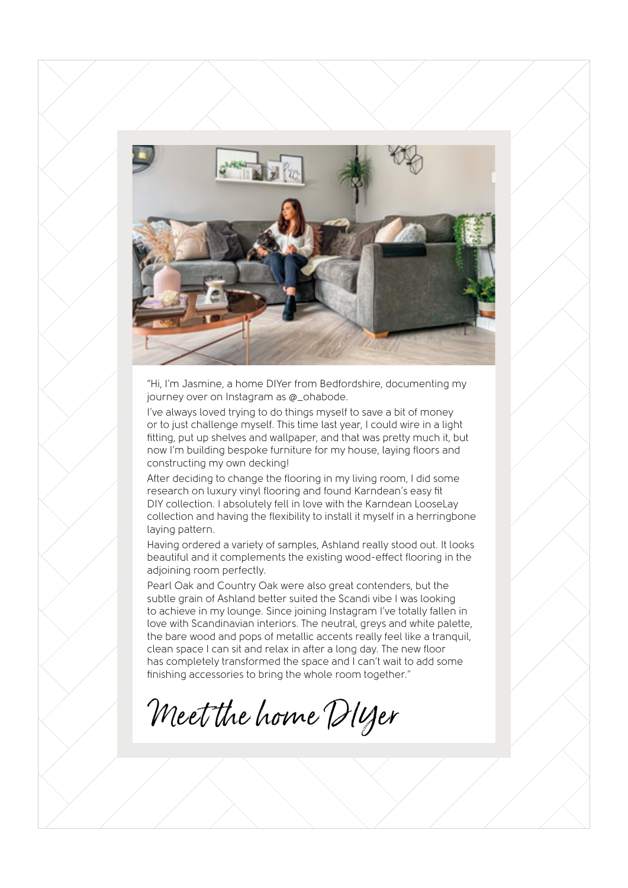"Hi, I'm Jasmine, a home DIYer from Bedfordshire, documenting my journey over on Instagram as @_ohabode.

I've always loved trying to do things myself to save a bit of money or to just challenge myself. This time last year, I could wire in a light fitting, put up shelves and wallpaper, and that was pretty much it, but now I'm building bespoke furniture for my house, laying floors and constructing my own decking!

After deciding to change the flooring in my living room, I did some research on luxury vinyl flooring and found Karndean's easy fit DIY collection. I absolutely fell in love with the Karndean LooseLay collection and having the flexibility to install it myself in a herringbone laying pattern.

Having ordered a variety of samples, Ashland really stood out. It looks beautiful and it complements the existing wood-effect flooring in the adjoining room perfectly.

Pearl Oak and Country Oak were also great contenders, but the subtle grain of Ashland better suited the Scandi vibe I was looking to achieve in my lounge. Since joining Instagram I've totally fallen in love with Scandinavian interiors. The neutral, greys and white palette, the bare wood and pops of metallic accents really feel like a tranquil, clean space I can sit and relax in after a long day. The new floor has completely transformed the space and I can't wait to add some finishing accessories to bring the whole room together."

# Meet the home DIYer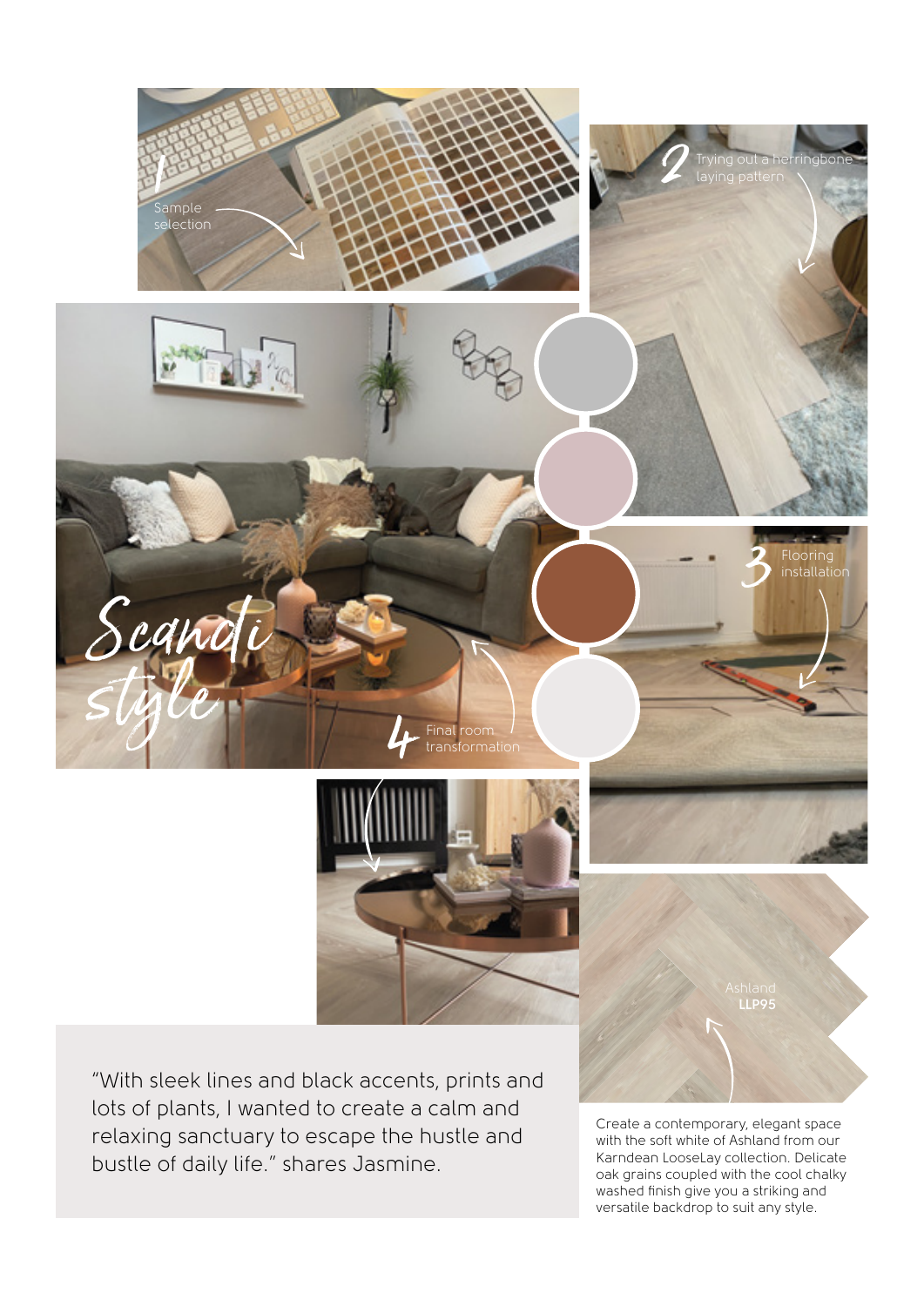# Scandi style

1 Sample selection

2 Trying out a herringbone laying pattern

3 Flooring installation

4 Final room transformation

Ashland
**LLP95**

"With sleek lines and black accents, prints and lots of plants, I wanted to create a calm and relaxing sanctuary to escape the hustle and bustle of daily life." shares Jasmine.

Create a contemporary, elegant space with the soft white of Ashland from our Karndean LooseLay collection. Delicate oak grains coupled with the cool chalky washed finish give you a striking and versatile backdrop to suit any style.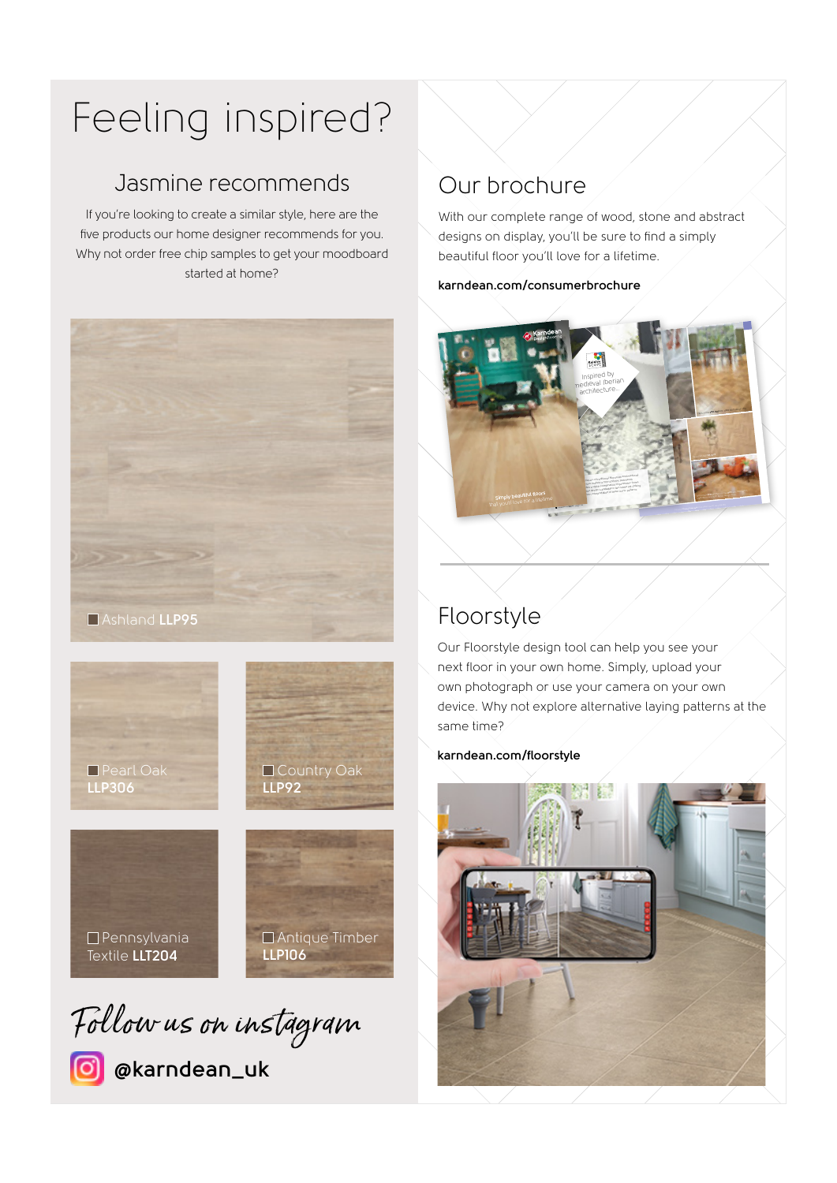# Feeling inspired?

## Jasmine recommends

If you're looking to create a similar style, here are the five products our home designer recommends for you. Why not order free chip samples to get your moodboard started at home?

☐ Ashland **LLP95**

☐ Pearl Oak **LLP306**

☐ Country Oak **LLP92**

☐ Pennsylvania Textile **LLT204**

☐ Antique Timber **LLP106**

*Follow us on instagram*

**@karndean_uk**

## Our brochure

With our complete range of wood, stone and abstract designs on display, you'll be sure to find a simply beautiful floor you'll love for a lifetime.

**karndean.com/consumerbrochure**

## Floorstyle

Our Floorstyle design tool can help you see your next floor in your own home. Simply, upload your own photograph or use your camera on your own device. Why not explore alternative laying patterns at the same time?

**karndean.com/floorstyle**